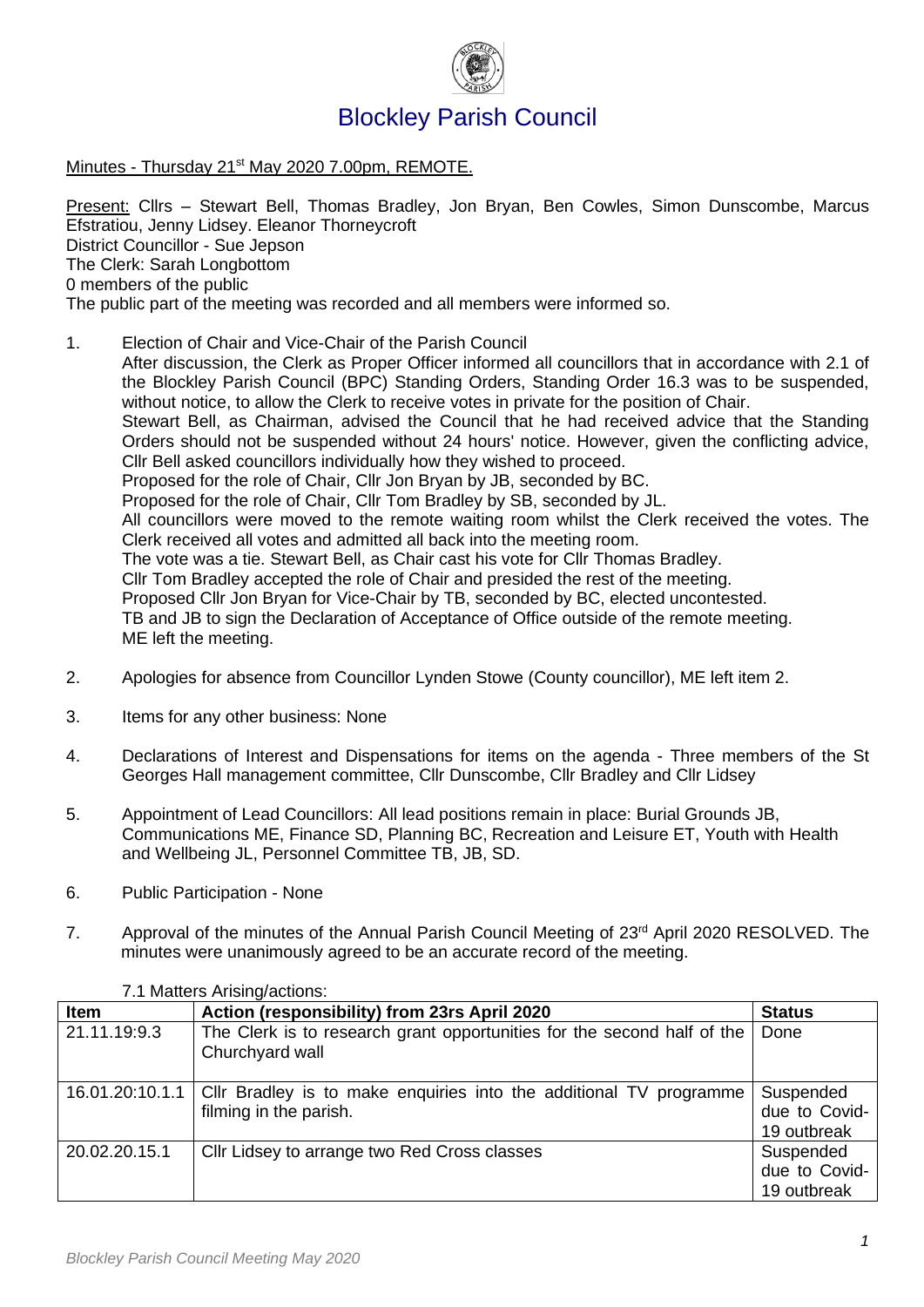# Blockley Parish Council

Minutes - Thursday 21st May 2020 7.00pm, REMOTE.

Present: Cllrs – Stewart Bell, Thomas Bradley, Jon Bryan, Ben Cowles, Simon Dunscombe, Marcus Efstratiou, Jenny Lidsey. Eleanor Thorneycroft
District Councillor - Sue Jepson
The Clerk: Sarah Longbottom
0 members of the public
The public part of the meeting was recorded and all members were informed so.

1. Election of Chair and Vice-Chair of the Parish Council
   After discussion, the Clerk as Proper Officer informed all councillors that in accordance with 2.1 of the Blockley Parish Council (BPC) Standing Orders, Standing Order 16.3 was to be suspended, without notice, to allow the Clerk to receive votes in private for the position of Chair.
   Stewart Bell, as Chairman, advised the Council that he had received advice that the Standing Orders should not be suspended without 24 hours' notice. However, given the conflicting advice, Cllr Bell asked councillors individually how they wished to proceed.
   Proposed for the role of Chair, Cllr Jon Bryan by JB, seconded by BC.
   Proposed for the role of Chair, Cllr Tom Bradley by SB, seconded by JL.
   All councillors were moved to the remote waiting room whilst the Clerk received the votes. The Clerk received all votes and admitted all back into the meeting room.
   The vote was a tie. Stewart Bell, as Chair cast his vote for Cllr Thomas Bradley.
   Cllr Tom Bradley accepted the role of Chair and presided the rest of the meeting.
   Proposed Cllr Jon Bryan for Vice-Chair by TB, seconded by BC, elected uncontested.
   TB and JB to sign the Declaration of Acceptance of Office outside of the remote meeting.
   ME left the meeting.

2. Apologies for absence from Councillor Lynden Stowe (County councillor), ME left item 2.

3. Items for any other business: None

4. Declarations of Interest and Dispensations for items on the agenda - Three members of the St Georges Hall management committee, Cllr Dunscombe, Cllr Bradley and Cllr Lidsey

5. Appointment of Lead Councillors: All lead positions remain in place: Burial Grounds JB, Communications ME, Finance SD, Planning BC, Recreation and Leisure ET, Youth with Health and Wellbeing JL, Personnel Committee TB, JB, SD.

6. Public Participation - None

7. Approval of the minutes of the Annual Parish Council Meeting of 23rd April 2020 RESOLVED. The minutes were unanimously agreed to be an accurate record of the meeting.

   7.1 Matters Arising/actions:

| Item | Action (responsibility) from 23rs April 2020 | Status |
|---|---|---|
| 21.11.19:9.3 | The Clerk is to research grant opportunities for the second half of the Churchyard wall | Done |
| 16.01.20:10.1.1 | Cllr Bradley is to make enquiries into the additional TV programme filming in the parish. | Suspended due to Covid-19 outbreak |
| 20.02.20.15.1 | Cllr Lidsey to arrange two Red Cross classes | Suspended due to Covid-19 outbreak |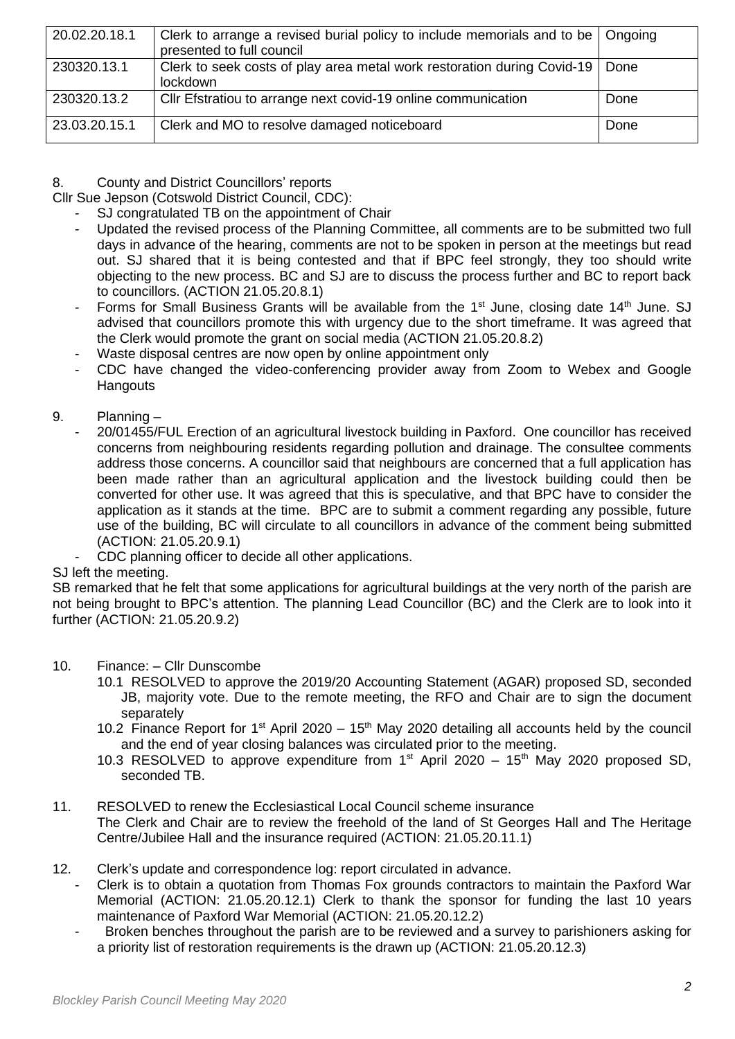| 20.02.20.18.1 | Clerk to arrange a revised burial policy to include memorials and to be presented to full council | Ongoing |
|---|---|---|
| 230320.13.1 | Clerk to seek costs of play area metal work restoration during Covid-19 lockdown | Done |
| 230320.13.2 | Cllr Efstratiou to arrange next covid-19 online communication | Done |
| 23.03.20.15.1 | Clerk and MO to resolve damaged noticeboard | Done |

8. County and District Councillors' reports

Cllr Sue Jepson (Cotswold District Council, CDC):

- SJ congratulated TB on the appointment of Chair
- Updated the revised process of the Planning Committee, all comments are to be submitted two full days in advance of the hearing, comments are not to be spoken in person at the meetings but read out. SJ shared that it is being contested and that if BPC feel strongly, they too should write objecting to the new process. BC and SJ are to discuss the process further and BC to report back to councillors. (ACTION 21.05.20.8.1)
- Forms for Small Business Grants will be available from the 1st June, closing date 14th June. SJ advised that councillors promote this with urgency due to the short timeframe. It was agreed that the Clerk would promote the grant on social media (ACTION 21.05.20.8.2)
- Waste disposal centres are now open by online appointment only
- CDC have changed the video-conferencing provider away from Zoom to Webex and Google Hangouts

9. Planning –
   - 20/01455/FUL Erection of an agricultural livestock building in Paxford. One councillor has received concerns from neighbouring residents regarding pollution and drainage. The consultee comments address those concerns. A councillor said that neighbours are concerned that a full application has been made rather than an agricultural application and the livestock building could then be converted for other use. It was agreed that this is speculative, and that BPC have to consider the application as it stands at the time. BPC are to submit a comment regarding any possible, future use of the building, BC will circulate to all councillors in advance of the comment being submitted (ACTION: 21.05.20.9.1)
   - CDC planning officer to decide all other applications.

SJ left the meeting.

SB remarked that he felt that some applications for agricultural buildings at the very north of the parish are not being brought to BPC's attention. The planning Lead Councillor (BC) and the Clerk are to look into it further (ACTION: 21.05.20.9.2)

10. Finance: – Cllr Dunscombe
   - 10.1 RESOLVED to approve the 2019/20 Accounting Statement (AGAR) proposed SD, seconded JB, majority vote. Due to the remote meeting, the RFO and Chair are to sign the document separately
   - 10.2 Finance Report for 1st April 2020 – 15th May 2020 detailing all accounts held by the council and the end of year closing balances was circulated prior to the meeting.
   - 10.3 RESOLVED to approve expenditure from 1st April 2020 – 15th May 2020 proposed SD, seconded TB.

11. RESOLVED to renew the Ecclesiastical Local Council scheme insurance
   The Clerk and Chair are to review the freehold of the land of St Georges Hall and The Heritage Centre/Jubilee Hall and the insurance required (ACTION: 21.05.20.11.1)

12. Clerk's update and correspondence log: report circulated in advance.
   - Clerk is to obtain a quotation from Thomas Fox grounds contractors to maintain the Paxford War Memorial (ACTION: 21.05.20.12.1) Clerk to thank the sponsor for funding the last 10 years maintenance of Paxford War Memorial (ACTION: 21.05.20.12.2)
   - Broken benches throughout the parish are to be reviewed and a survey to parishioners asking for a priority list of restoration requirements is the drawn up (ACTION: 21.05.20.12.3)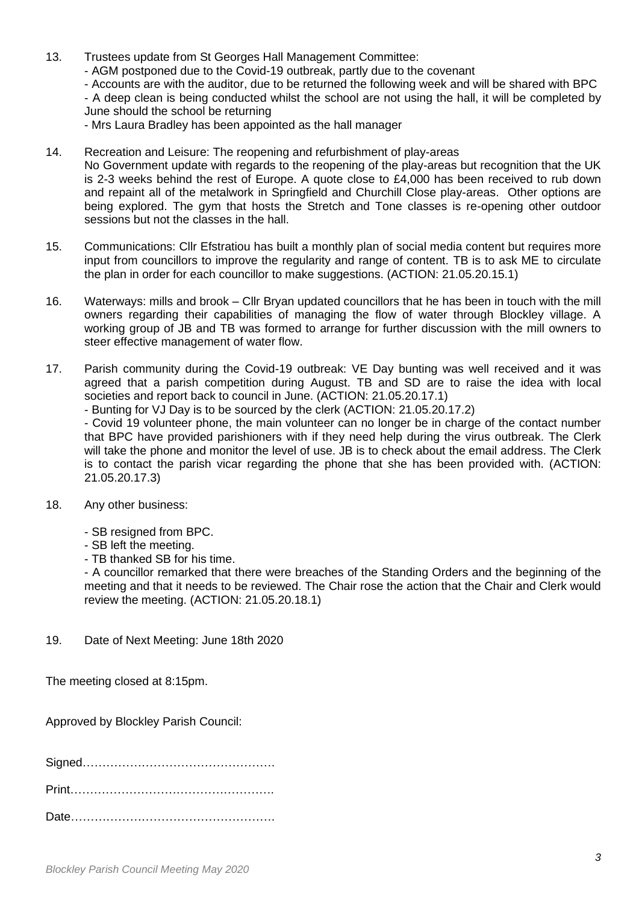13. Trustees update from St Georges Hall Management Committee:
    - AGM postponed due to the Covid-19 outbreak, partly due to the covenant
    - Accounts are with the auditor, due to be returned the following week and will be shared with BPC
    - A deep clean is being conducted whilst the school are not using the hall, it will be completed by June should the school be returning
    - Mrs Laura Bradley has been appointed as the hall manager

14. Recreation and Leisure: The reopening and refurbishment of play-areas
    No Government update with regards to the reopening of the play-areas but recognition that the UK is 2-3 weeks behind the rest of Europe. A quote close to £4,000 has been received to rub down and repaint all of the metalwork in Springfield and Churchill Close play-areas. Other options are being explored. The gym that hosts the Stretch and Tone classes is re-opening other outdoor sessions but not the classes in the hall.

15. Communications: Cllr Efstratiou has built a monthly plan of social media content but requires more input from councillors to improve the regularity and range of content. TB is to ask ME to circulate the plan in order for each councillor to make suggestions. (ACTION: 21.05.20.15.1)

16. Waterways: mills and brook – Cllr Bryan updated councillors that he has been in touch with the mill owners regarding their capabilities of managing the flow of water through Blockley village. A working group of JB and TB was formed to arrange for further discussion with the mill owners to steer effective management of water flow.

17. Parish community during the Covid-19 outbreak: VE Day bunting was well received and it was agreed that a parish competition during August. TB and SD are to raise the idea with local societies and report back to council in June. (ACTION: 21.05.20.17.1)
    - Bunting for VJ Day is to be sourced by the clerk (ACTION: 21.05.20.17.2)
    - Covid 19 volunteer phone, the main volunteer can no longer be in charge of the contact number that BPC have provided parishioners with if they need help during the virus outbreak. The Clerk will take the phone and monitor the level of use. JB is to check about the email address. The Clerk is to contact the parish vicar regarding the phone that she has been provided with. (ACTION: 21.05.20.17.3)

18. Any other business:

    - SB resigned from BPC.
    - SB left the meeting.
    - TB thanked SB for his time.
    - A councillor remarked that there were breaches of the Standing Orders and the beginning of the meeting and that it needs to be reviewed. The Chair rose the action that the Chair and Clerk would review the meeting. (ACTION: 21.05.20.18.1)

19. Date of Next Meeting: June 18th 2020

The meeting closed at 8:15pm.

Approved by Blockley Parish Council:

Signed………………………………………….

Print…………………………………………….

Date…………………………………………….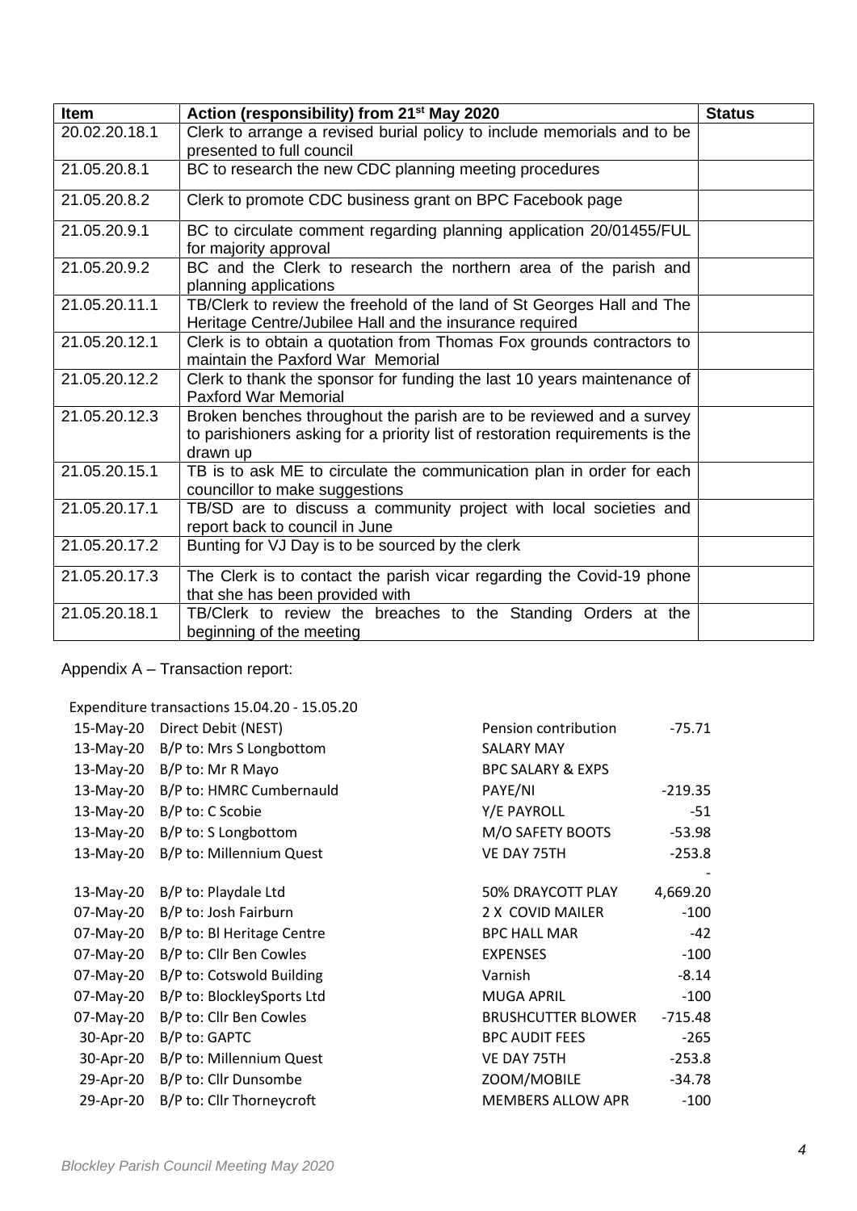| Item | Action (responsibility) from 21st May 2020 | Status |
|---|---|---|
| 20.02.20.18.1 | Clerk to arrange a revised burial policy to include memorials and to be presented to full council | |
| 21.05.20.8.1 | BC to research the new CDC planning meeting procedures | |
| 21.05.20.8.2 | Clerk to promote CDC business grant on BPC Facebook page | |
| 21.05.20.9.1 | BC to circulate comment regarding planning application 20/01455/FUL for majority approval | |
| 21.05.20.9.2 | BC and the Clerk to research the northern area of the parish and planning applications | |
| 21.05.20.11.1 | TB/Clerk to review the freehold of the land of St Georges Hall and The Heritage Centre/Jubilee Hall and the insurance required | |
| 21.05.20.12.1 | Clerk is to obtain a quotation from Thomas Fox grounds contractors to maintain the Paxford War Memorial | |
| 21.05.20.12.2 | Clerk to thank the sponsor for funding the last 10 years maintenance of Paxford War Memorial | |
| 21.05.20.12.3 | Broken benches throughout the parish are to be reviewed and a survey to parishioners asking for a priority list of restoration requirements is the drawn up | |
| 21.05.20.15.1 | TB is to ask ME to circulate the communication plan in order for each councillor to make suggestions | |
| 21.05.20.17.1 | TB/SD are to discuss a community project with local societies and report back to council in June | |
| 21.05.20.17.2 | Bunting for VJ Day is to be sourced by the clerk | |
| 21.05.20.17.3 | The Clerk is to contact the parish vicar regarding the Covid-19 phone that she has been provided with | |
| 21.05.20.18.1 | TB/Clerk to review the breaches to the Standing Orders at the beginning of the meeting | |

Appendix A – Transaction report:

Expenditure transactions 15.04.20 - 15.05.20

| Date | Payee | Description | Amount |
|---|---|---|---|
| 15-May-20 | Direct Debit (NEST) | Pension contribution | -75.71 |
| 13-May-20 | B/P to: Mrs S Longbottom | SALARY MAY | |
| 13-May-20 | B/P to: Mr R Mayo | BPC SALARY & EXPS | |
| 13-May-20 | B/P to: HMRC Cumbernauld | PAYE/NI | -219.35 |
| 13-May-20 | B/P to: C Scobie | Y/E PAYROLL | -51 |
| 13-May-20 | B/P to: S Longbottom | M/O SAFETY BOOTS | -53.98 |
| 13-May-20 | B/P to: Millennium Quest | VE DAY 75TH | -253.8 |
| 13-May-20 | B/P to: Playdale Ltd | 50% DRAYCOTT PLAY | -4,669.20 |
| 07-May-20 | B/P to: Josh Fairburn | 2 X COVID MAILER | -100 |
| 07-May-20 | B/P to: Bl Heritage Centre | BPC HALL MAR | -42 |
| 07-May-20 | B/P to: Cllr Ben Cowles | EXPENSES | -100 |
| 07-May-20 | B/P to: Cotswold Building | Varnish | -8.14 |
| 07-May-20 | B/P to: BlockleySports Ltd | MUGA APRIL | -100 |
| 07-May-20 | B/P to: Cllr Ben Cowles | BRUSHCUTTER BLOWER | -715.48 |
| 30-Apr-20 | B/P to: GAPTC | BPC AUDIT FEES | -265 |
| 30-Apr-20 | B/P to: Millennium Quest | VE DAY 75TH | -253.8 |
| 29-Apr-20 | B/P to: Cllr Dunsombe | ZOOM/MOBILE | -34.78 |
| 29-Apr-20 | B/P to: Cllr Thorneycroft | MEMBERS ALLOW APR | -100 |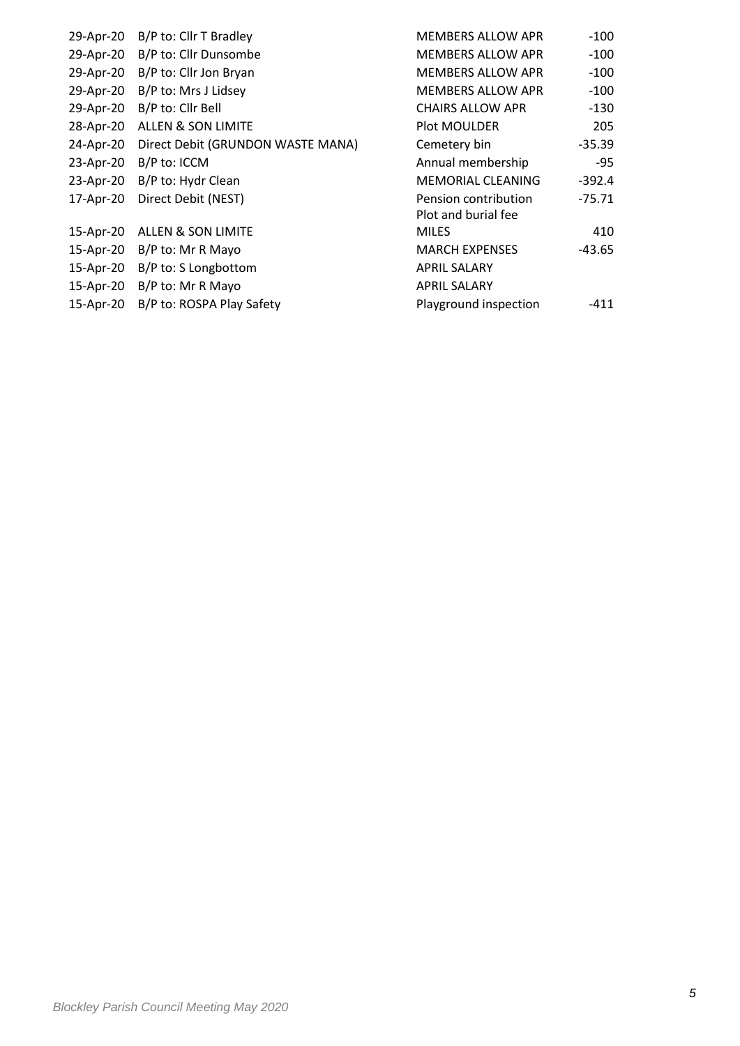| | | | |
|---|---|---|---|
| 29-Apr-20 | B/P to: Cllr T Bradley | MEMBERS ALLOW APR | -100 |
| 29-Apr-20 | B/P to: Cllr Dunsombe | MEMBERS ALLOW APR | -100 |
| 29-Apr-20 | B/P to: Cllr Jon Bryan | MEMBERS ALLOW APR | -100 |
| 29-Apr-20 | B/P to: Mrs J Lidsey | MEMBERS ALLOW APR | -100 |
| 29-Apr-20 | B/P to: Cllr Bell | CHAIRS ALLOW APR | -130 |
| 28-Apr-20 | ALLEN & SON LIMITE | Plot MOULDER | 205 |
| 24-Apr-20 | Direct Debit (GRUNDON WASTE MANA) | Cemetery bin | -35.39 |
| 23-Apr-20 | B/P to: ICCM | Annual membership | -95 |
| 23-Apr-20 | B/P to: Hydr Clean | MEMORIAL CLEANING | -392.4 |
| 17-Apr-20 | Direct Debit (NEST) | Pension contribution | -75.71 |
| 15-Apr-20 | ALLEN & SON LIMITE | Plot and burial fee MILES | 410 |
| 15-Apr-20 | B/P to: Mr R Mayo | MARCH EXPENSES | -43.65 |
| 15-Apr-20 | B/P to: S Longbottom | APRIL SALARY | |
| 15-Apr-20 | B/P to: Mr R Mayo | APRIL SALARY | |
| 15-Apr-20 | B/P to: ROSPA Play Safety | Playground inspection | -411 |

*Blockley Parish Council Meeting May 2020*